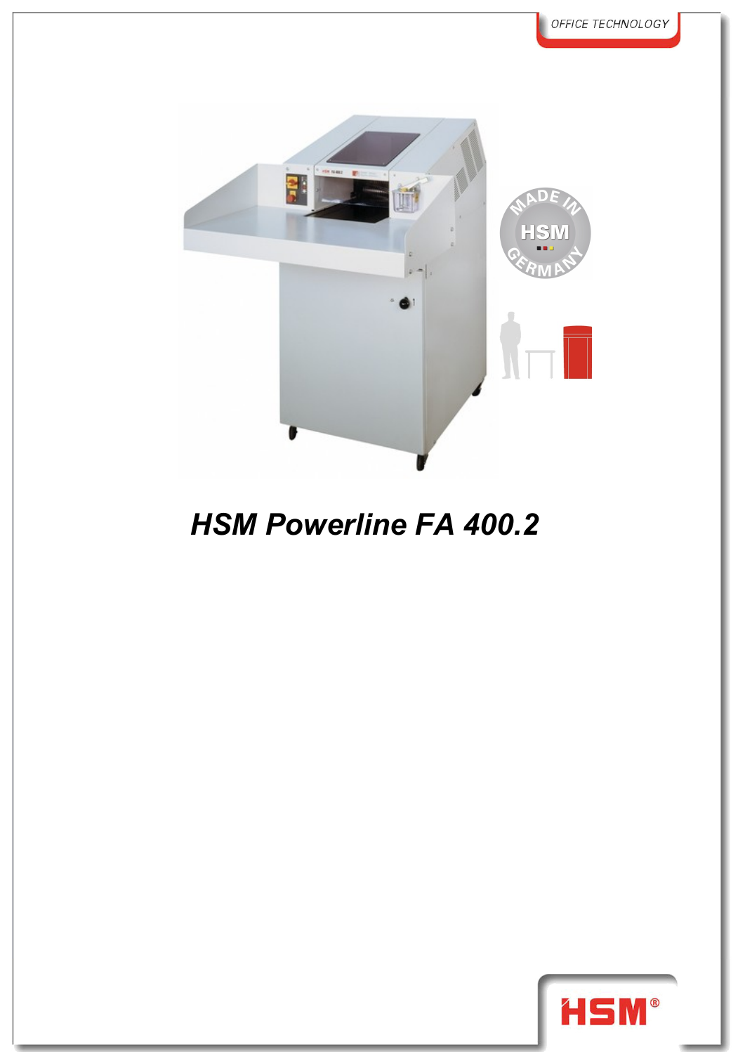# *HSM Powerline FA 400.2*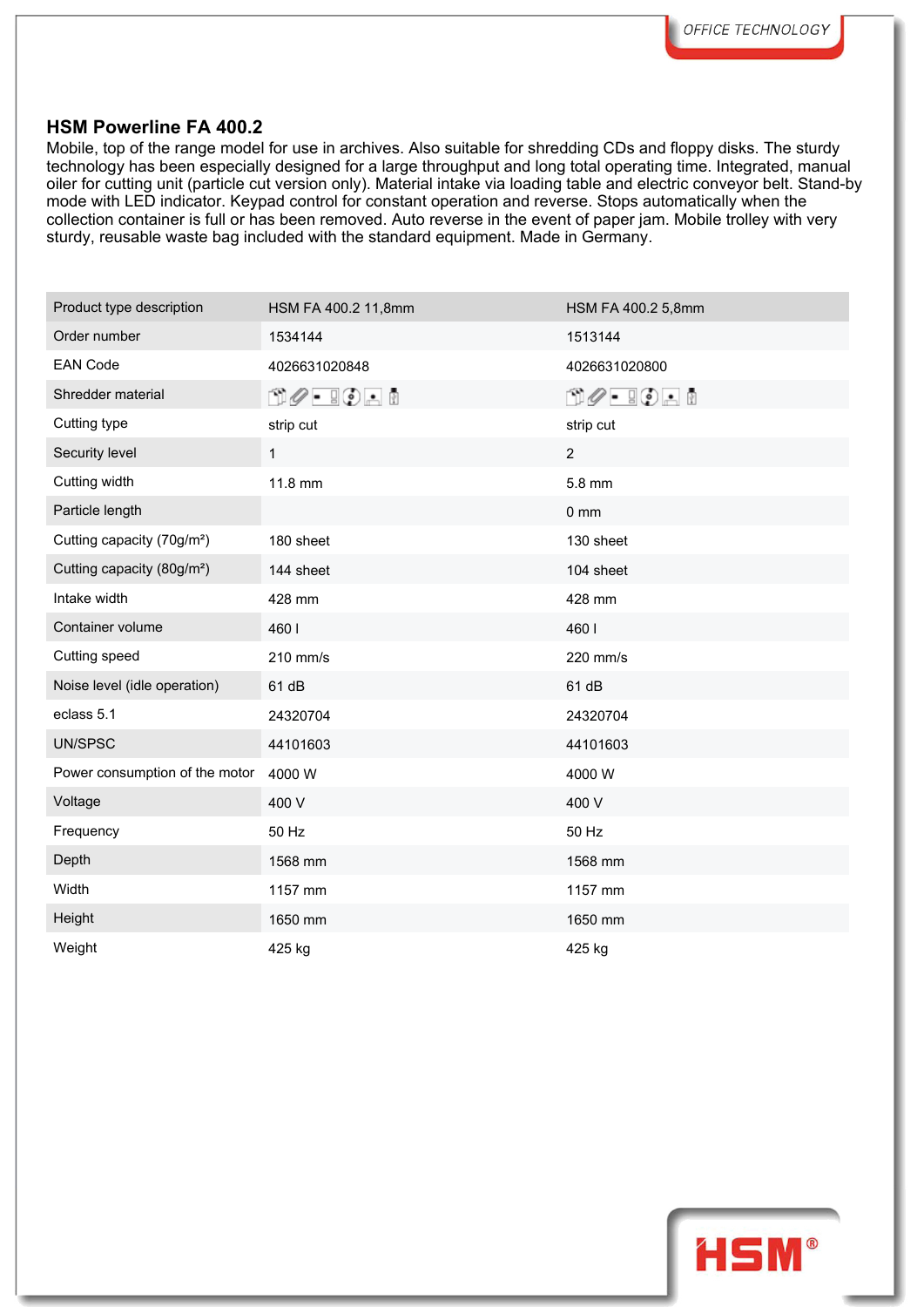## HSM Powerline FA 400.2

Mobile, top of the range model for use in archives. Also suitable for shredding CDs and floppy disks. The sturdy technology has been especially designed for a large throughput and long total operating time. Integrated, manual oiler for cutting unit (particle cut version only). Material intake via loading table and electric conveyor belt. Stand-by mode with LED indicator. Keypad control for constant operation and reverse. Stops automatically when the collection container is full or has been removed. Auto reverse in the event of paper jam. Mobile trolley with very sturdy, reusable waste bag included with the standard equipment. Made in Germany.

| Product type description | HSM FA 400.2 11,8mm | HSM FA 400.2 5,8mm |
|---|---|---|
| Order number | 1534144 | 1513144 |
| EAN Code | 4026631020848 | 4026631020800 |
| Shredder material | | |
| Cutting type | strip cut | strip cut |
| Security level | 1 | 2 |
| Cutting width | 11.8 mm | 5.8 mm |
| Particle length | | 0 mm |
| Cutting capacity (70g/m²) | 180 sheet | 130 sheet |
| Cutting capacity (80g/m²) | 144 sheet | 104 sheet |
| Intake width | 428 mm | 428 mm |
| Container volume | 460 l | 460 l |
| Cutting speed | 210 mm/s | 220 mm/s |
| Noise level (idle operation) | 61 dB | 61 dB |
| eclass 5.1 | 24320704 | 24320704 |
| UN/SPSC | 44101603 | 44101603 |
| Power consumption of the motor | 4000 W | 4000 W |
| Voltage | 400 V | 400 V |
| Frequency | 50 Hz | 50 Hz |
| Depth | 1568 mm | 1568 mm |
| Width | 1157 mm | 1157 mm |
| Height | 1650 mm | 1650 mm |
| Weight | 425 kg | 425 kg |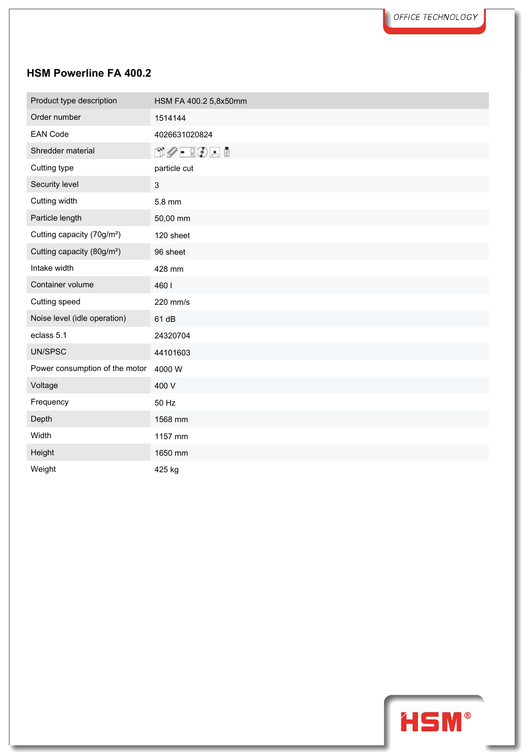## HSM Powerline FA 400.2

| | |
|---|---|
| Product type description | HSM FA 400.2 5,8x50mm |
| Order number | 1514144 |
| EAN Code | 4026631020824 |
| Shredder material | |
| Cutting type | particle cut |
| Security level | 3 |
| Cutting width | 5.8 mm |
| Particle length | 50,00 mm |
| Cutting capacity (70g/m²) | 120 sheet |
| Cutting capacity (80g/m²) | 96 sheet |
| Intake width | 428 mm |
| Container volume | 460 l |
| Cutting speed | 220 mm/s |
| Noise level (idle operation) | 61 dB |
| eclass 5.1 | 24320704 |
| UN/SPSC | 44101603 |
| Power consumption of the motor | 4000 W |
| Voltage | 400 V |
| Frequency | 50 Hz |
| Depth | 1568 mm |
| Width | 1157 mm |
| Height | 1650 mm |
| Weight | 425 kg |